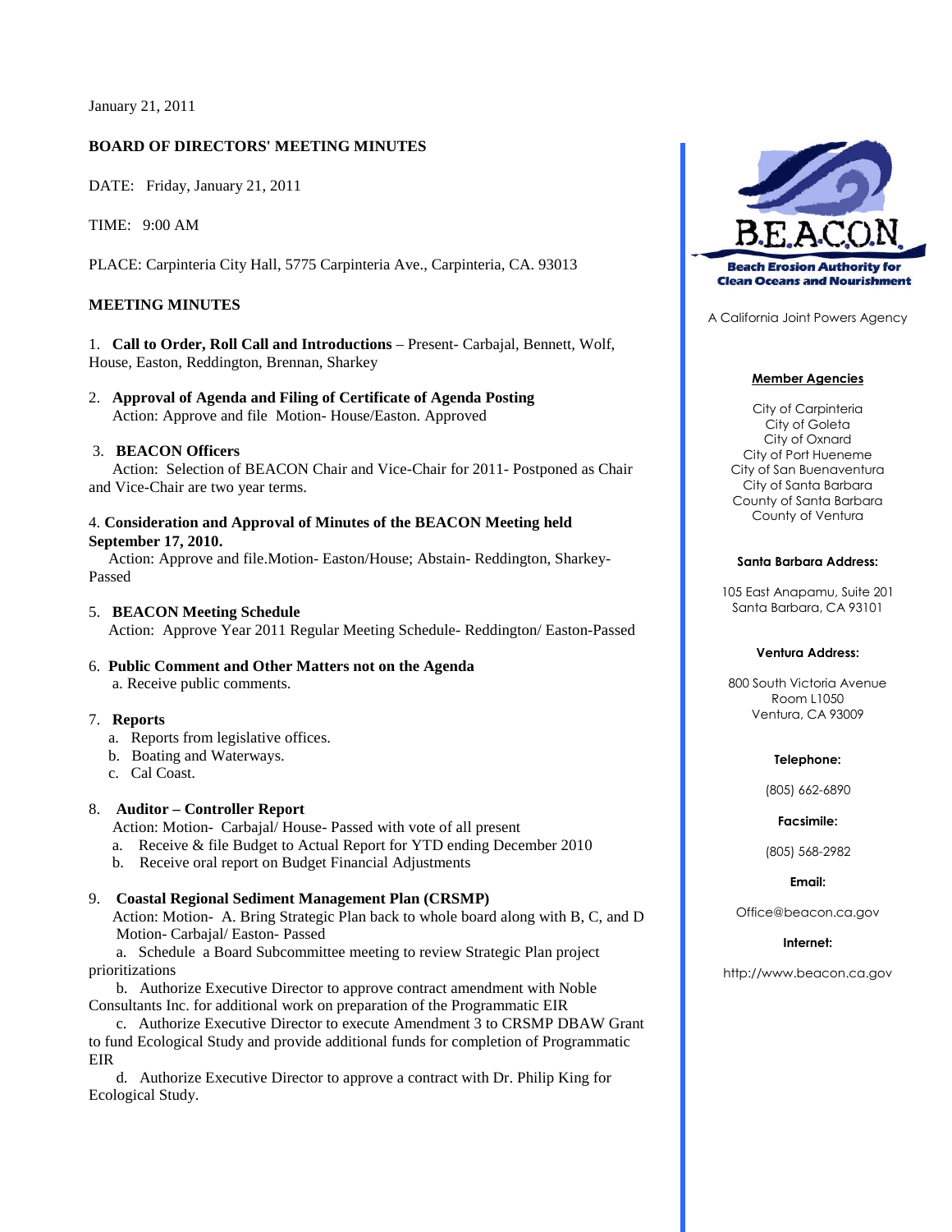January 21, 2011

**BOARD OF DIRECTORS' MEETING MINUTES**

DATE: Friday, January 21, 2011

TIME: 9:00 AM

PLACE: Carpinteria City Hall, 5775 Carpinteria Ave., Carpinteria, CA. 93013

**MEETING MINUTES**

1. **Call to Order, Roll Call and Introductions** – Present- Carbajal, Bennett, Wolf, House, Easton, Reddington, Brennan, Sharkey

2. **Approval of Agenda and Filing of Certificate of Agenda Posting**
   Action: Approve and file Motion- House/Easton. Approved

3. **BEACON Officers**
   Action: Selection of BEACON Chair and Vice-Chair for 2011- Postponed as Chair and Vice-Chair are two year terms.

4. **Consideration and Approval of Minutes of the BEACON Meeting held September 17, 2010.**
   Action: Approve and file.Motion- Easton/House; Abstain- Reddington, Sharkey- Passed

5. **BEACON Meeting Schedule**
   Action: Approve Year 2011 Regular Meeting Schedule- Reddington/ Easton-Passed

6. **Public Comment and Other Matters not on the Agenda**
   a. Receive public comments.

7. **Reports**
   a. Reports from legislative offices.
   b. Boating and Waterways.
   c. Cal Coast.

8. **Auditor – Controller Report**
   Action: Motion- Carbajal/ House- Passed with vote of all present
   a. Receive & file Budget to Actual Report for YTD ending December 2010
   b. Receive oral report on Budget Financial Adjustments

9. **Coastal Regional Sediment Management Plan (CRSMP)**
   Action: Motion- A. Bring Strategic Plan back to whole board along with B, C, and D
   Motion- Carbajal/ Easton- Passed
   a. Schedule a Board Subcommittee meeting to review Strategic Plan project prioritizations
   b. Authorize Executive Director to approve contract amendment with Noble Consultants Inc. for additional work on preparation of the Programmatic EIR
   c. Authorize Executive Director to execute Amendment 3 to CRSMP DBAW Grant to fund Ecological Study and provide additional funds for completion of Programmatic EIR
   d. Authorize Executive Director to approve a contract with Dr. Philip King for Ecological Study.

---

**BEACON**
**Beach Erosion Authority for Clean Oceans and Nourishment**

A California Joint Powers Agency

**Member Agencies**

City of Carpinteria
City of Goleta
City of Oxnard
City of Port Hueneme
City of San Buenaventura
City of Santa Barbara
County of Santa Barbara
County of Ventura

**Santa Barbara Address:**

105 East Anapamu, Suite 201
Santa Barbara, CA 93101

**Ventura Address:**

800 South Victoria Avenue
Room L1050
Ventura, CA 93009

**Telephone:**

(805) 662-6890

**Facsimile:**

(805) 568-2982

**Email:**

Office@beacon.ca.gov

**Internet:**

http://www.beacon.ca.gov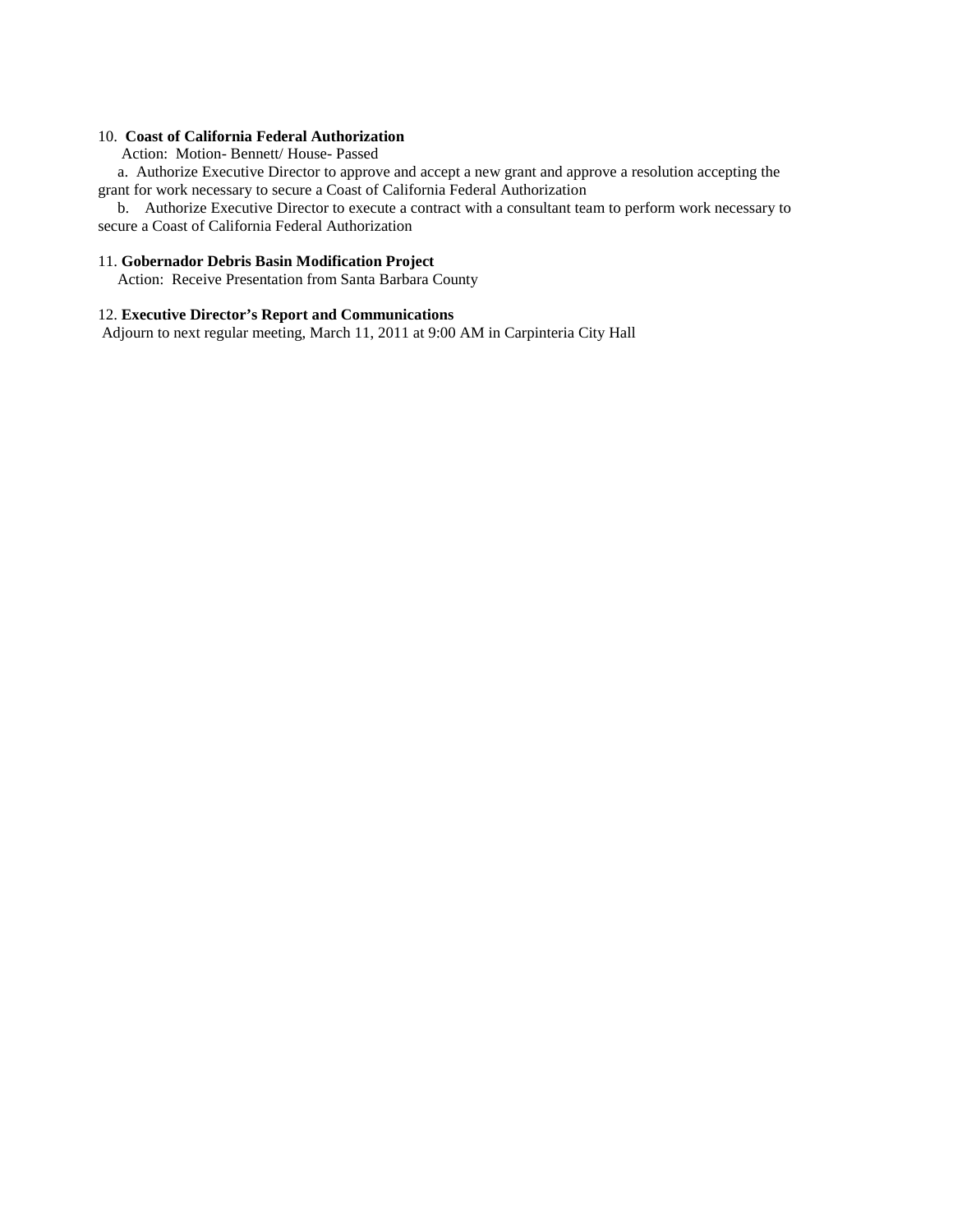10. **Coast of California Federal Authorization**

Action: Motion- Bennett/ House- Passed

a. Authorize Executive Director to approve and accept a new grant and approve a resolution accepting the grant for work necessary to secure a Coast of California Federal Authorization

b. Authorize Executive Director to execute a contract with a consultant team to perform work necessary to secure a Coast of California Federal Authorization

11. **Gobernador Debris Basin Modification Project**

Action: Receive Presentation from Santa Barbara County

12. **Executive Director's Report and Communications**

Adjourn to next regular meeting, March 11, 2011 at 9:00 AM in Carpinteria City Hall